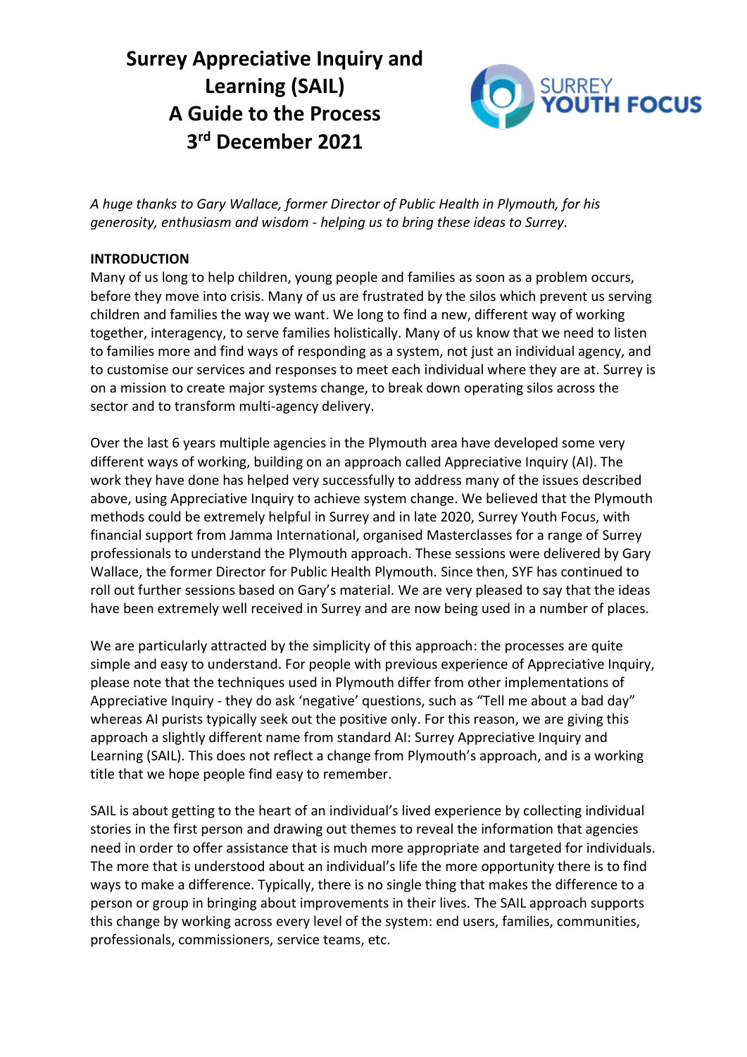# Surrey Appreciative Inquiry and Learning (SAIL) A Guide to the Process 3rd December 2021

*A huge thanks to Gary Wallace, former Director of Public Health in Plymouth, for his generosity, enthusiasm and wisdom - helping us to bring these ideas to Surrey.*

**INTRODUCTION**

Many of us long to help children, young people and families as soon as a problem occurs, before they move into crisis. Many of us are frustrated by the silos which prevent us serving children and families the way we want. We long to find a new, different way of working together, interagency, to serve families holistically. Many of us know that we need to listen to families more and find ways of responding as a system, not just an individual agency, and to customise our services and responses to meet each individual where they are at. Surrey is on a mission to create major systems change, to break down operating silos across the sector and to transform multi-agency delivery.

Over the last 6 years multiple agencies in the Plymouth area have developed some very different ways of working, building on an approach called Appreciative Inquiry (AI). The work they have done has helped very successfully to address many of the issues described above, using Appreciative Inquiry to achieve system change. We believed that the Plymouth methods could be extremely helpful in Surrey and in late 2020, Surrey Youth Focus, with financial support from Jamma International, organised Masterclasses for a range of Surrey professionals to understand the Plymouth approach. These sessions were delivered by Gary Wallace, the former Director for Public Health Plymouth. Since then, SYF has continued to roll out further sessions based on Gary's material. We are very pleased to say that the ideas have been extremely well received in Surrey and are now being used in a number of places.

We are particularly attracted by the simplicity of this approach: the processes are quite simple and easy to understand. For people with previous experience of Appreciative Inquiry, please note that the techniques used in Plymouth differ from other implementations of Appreciative Inquiry - they do ask 'negative' questions, such as "Tell me about a bad day" whereas AI purists typically seek out the positive only. For this reason, we are giving this approach a slightly different name from standard AI: Surrey Appreciative Inquiry and Learning (SAIL). This does not reflect a change from Plymouth's approach, and is a working title that we hope people find easy to remember.

SAIL is about getting to the heart of an individual's lived experience by collecting individual stories in the first person and drawing out themes to reveal the information that agencies need in order to offer assistance that is much more appropriate and targeted for individuals. The more that is understood about an individual's life the more opportunity there is to find ways to make a difference. Typically, there is no single thing that makes the difference to a person or group in bringing about improvements in their lives. The SAIL approach supports this change by working across every level of the system: end users, families, communities, professionals, commissioners, service teams, etc.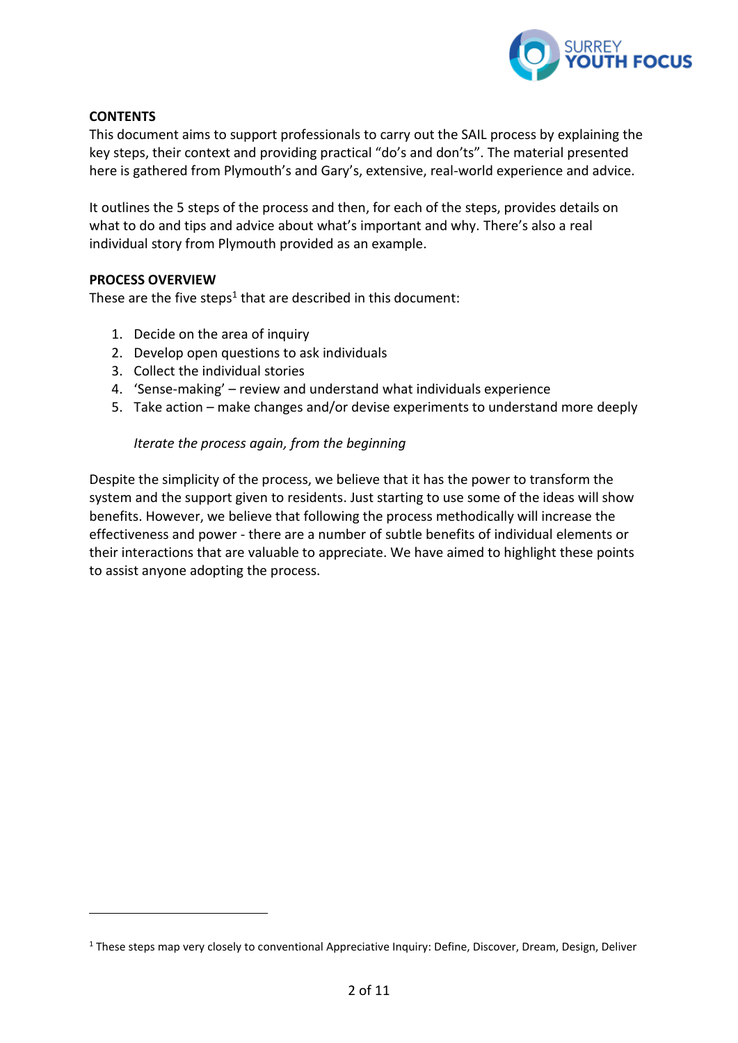## CONTENTS

This document aims to support professionals to carry out the SAIL process by explaining the key steps, their context and providing practical "do's and don'ts". The material presented here is gathered from Plymouth's and Gary's, extensive, real-world experience and advice.

It outlines the 5 steps of the process and then, for each of the steps, provides details on what to do and tips and advice about what's important and why. There's also a real individual story from Plymouth provided as an example.

## PROCESS OVERVIEW

These are the five steps[1] that are described in this document:

1. Decide on the area of inquiry
2. Develop open questions to ask individuals
3. Collect the individual stories
4. 'Sense-making' – review and understand what individuals experience
5. Take action – make changes and/or devise experiments to understand more deeply

*Iterate the process again, from the beginning*

Despite the simplicity of the process, we believe that it has the power to transform the system and the support given to residents. Just starting to use some of the ideas will show benefits. However, we believe that following the process methodically will increase the effectiveness and power - there are a number of subtle benefits of individual elements or their interactions that are valuable to appreciate. We have aimed to highlight these points to assist anyone adopting the process.

---

[1] These steps map very closely to conventional Appreciative Inquiry: Define, Discover, Dream, Design, Deliver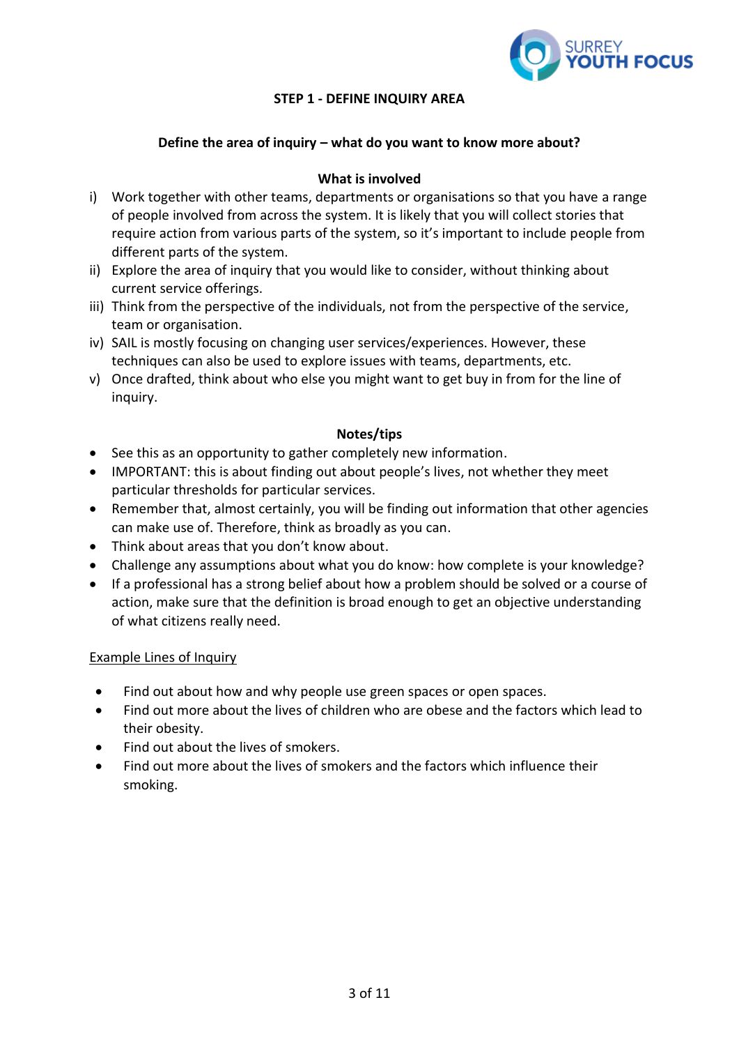## STEP 1 - DEFINE INQUIRY AREA

### Define the area of inquiry – what do you want to know more about?

### What is involved

i) Work together with other teams, departments or organisations so that you have a range of people involved from across the system. It is likely that you will collect stories that require action from various parts of the system, so it's important to include people from different parts of the system.

ii) Explore the area of inquiry that you would like to consider, without thinking about current service offerings.

iii) Think from the perspective of the individuals, not from the perspective of the service, team or organisation.

iv) SAIL is mostly focusing on changing user services/experiences. However, these techniques can also be used to explore issues with teams, departments, etc.

v) Once drafted, think about who else you might want to get buy in from for the line of inquiry.

### Notes/tips

- See this as an opportunity to gather completely new information.
- IMPORTANT: this is about finding out about people's lives, not whether they meet particular thresholds for particular services.
- Remember that, almost certainly, you will be finding out information that other agencies can make use of. Therefore, think as broadly as you can.
- Think about areas that you don't know about.
- Challenge any assumptions about what you do know: how complete is your knowledge?
- If a professional has a strong belief about how a problem should be solved or a course of action, make sure that the definition is broad enough to get an objective understanding of what citizens really need.

<u>Example Lines of Inquiry</u>

- Find out about how and why people use green spaces or open spaces.
- Find out more about the lives of children who are obese and the factors which lead to their obesity.
- Find out about the lives of smokers.
- Find out more about the lives of smokers and the factors which influence their smoking.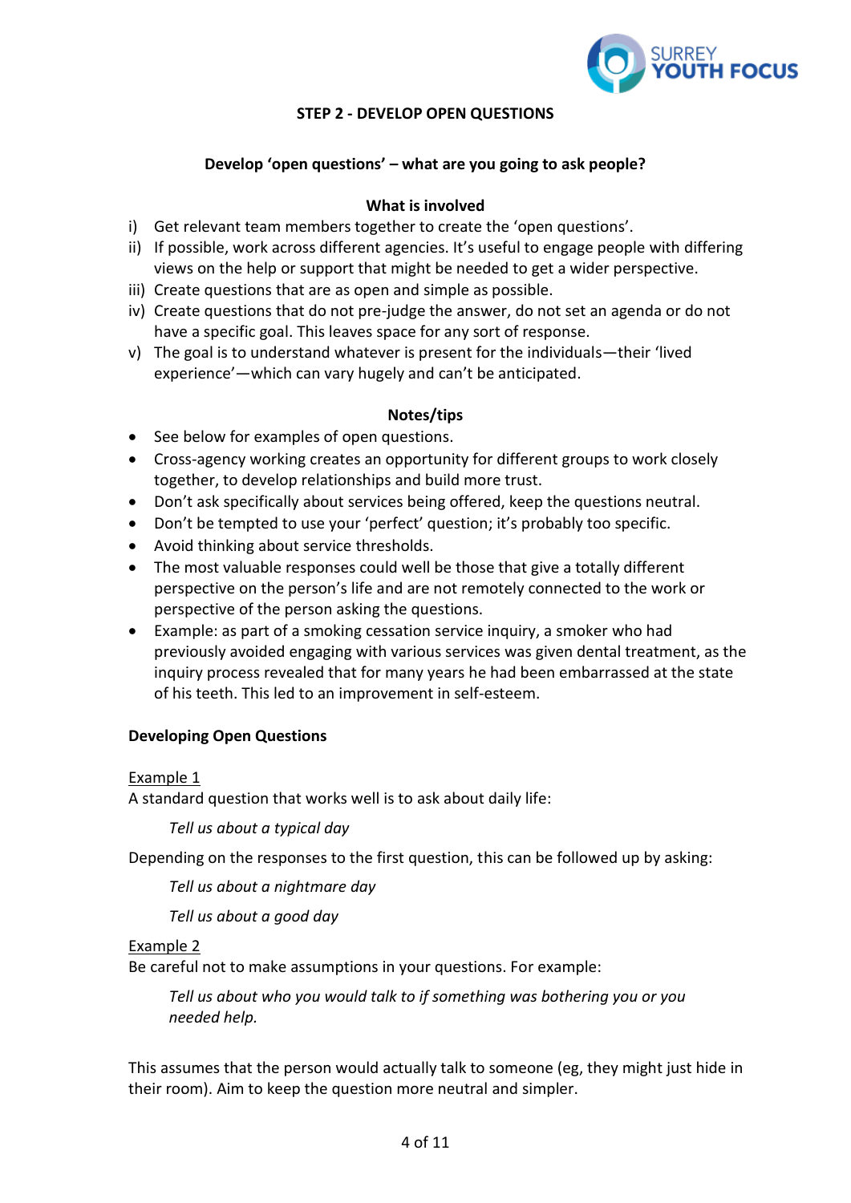## STEP 2 - DEVELOP OPEN QUESTIONS

### Develop 'open questions' – what are you going to ask people?

#### What is involved

i) Get relevant team members together to create the 'open questions'.
ii) If possible, work across different agencies. It's useful to engage people with differing views on the help or support that might be needed to get a wider perspective.
iii) Create questions that are as open and simple as possible.
iv) Create questions that do not pre-judge the answer, do not set an agenda or do not have a specific goal. This leaves space for any sort of response.
v) The goal is to understand whatever is present for the individuals—their 'lived experience'—which can vary hugely and can't be anticipated.

#### Notes/tips

- See below for examples of open questions.
- Cross-agency working creates an opportunity for different groups to work closely together, to develop relationships and build more trust.
- Don't ask specifically about services being offered, keep the questions neutral.
- Don't be tempted to use your 'perfect' question; it's probably too specific.
- Avoid thinking about service thresholds.
- The most valuable responses could well be those that give a totally different perspective on the person's life and are not remotely connected to the work or perspective of the person asking the questions.
- Example: as part of a smoking cessation service inquiry, a smoker who had previously avoided engaging with various services was given dental treatment, as the inquiry process revealed that for many years he had been embarrassed at the state of his teeth. This led to an improvement in self-esteem.

**Developing Open Questions**

<u>Example 1</u>
A standard question that works well is to ask about daily life:

> *Tell us about a typical day*

Depending on the responses to the first question, this can be followed up by asking:

> *Tell us about a nightmare day*
>
> *Tell us about a good day*

<u>Example 2</u>
Be careful not to make assumptions in your questions. For example:

> *Tell us about who you would talk to if something was bothering you or you needed help.*

This assumes that the person would actually talk to someone (eg, they might just hide in their room). Aim to keep the question more neutral and simpler.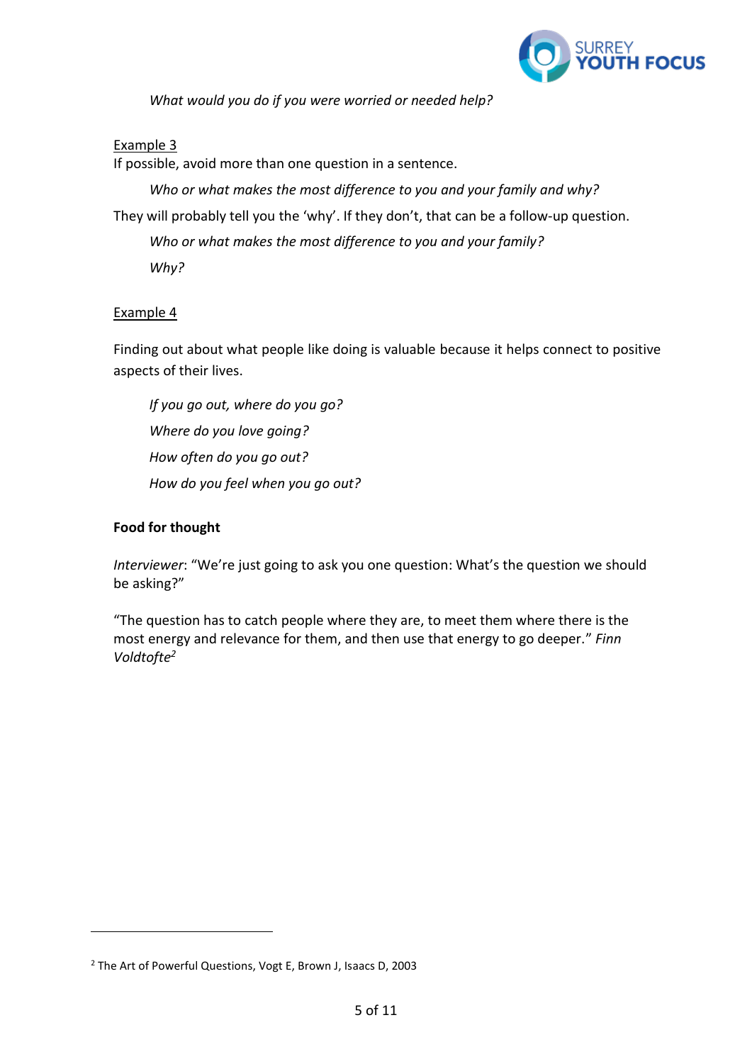*What would you do if you were worried or needed help?*

Example 3

If possible, avoid more than one question in a sentence.

*Who or what makes the most difference to you and your family and why?*

They will probably tell you the 'why'. If they don't, that can be a follow-up question.

*Who or what makes the most difference to you and your family?*

*Why?*

Example 4

Finding out about what people like doing is valuable because it helps connect to positive aspects of their lives.

*If you go out, where do you go?*

*Where do you love going?*

*How often do you go out?*

*How do you feel when you go out?*

**Food for thought**

*Interviewer*: "We're just going to ask you one question: What's the question we should be asking?"

"The question has to catch people where they are, to meet them where there is the most energy and relevance for them, and then use that energy to go deeper." *Finn Voldtofte*[2]

[2] The Art of Powerful Questions, Vogt E, Brown J, Isaacs D, 2003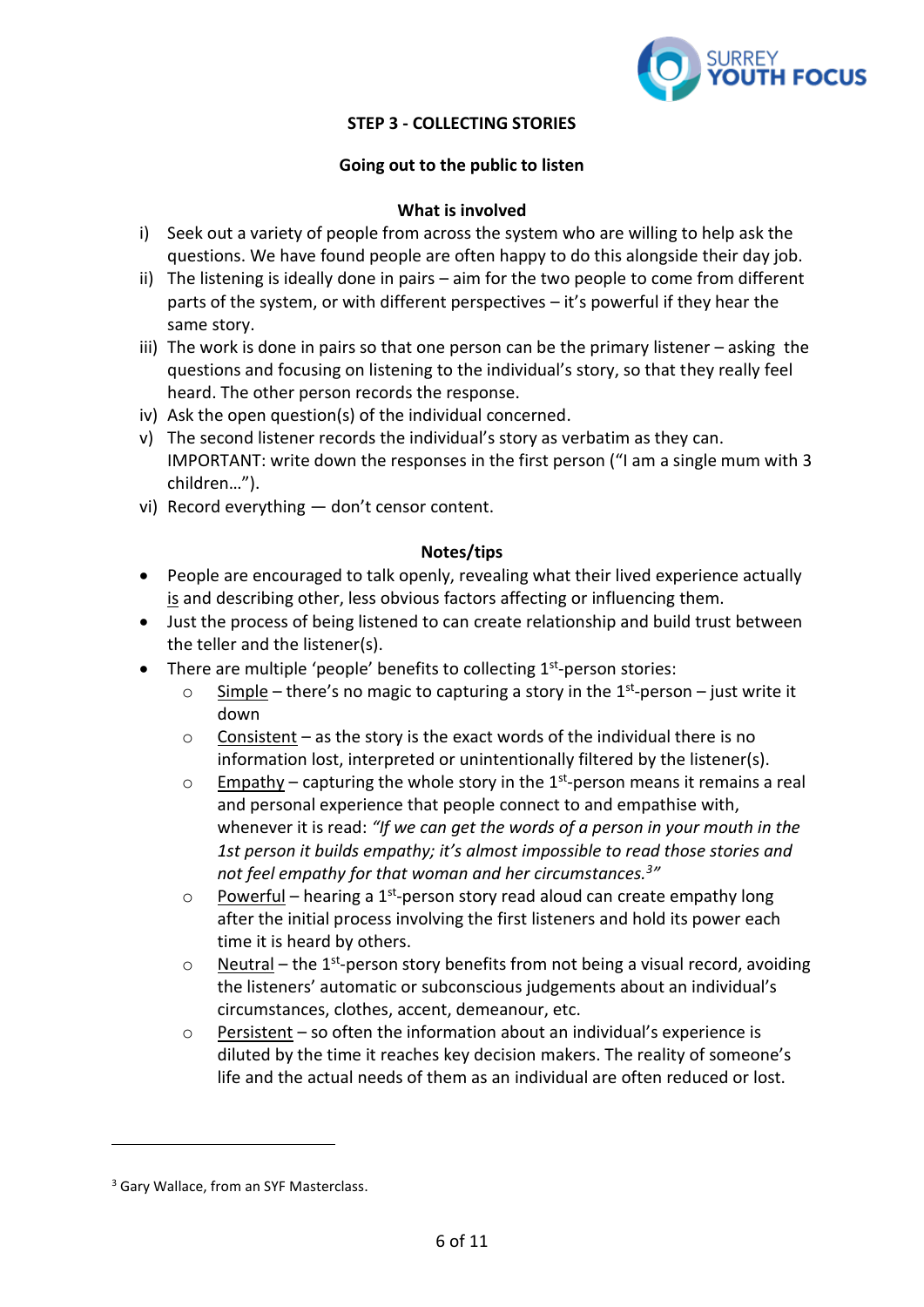## STEP 3 - COLLECTING STORIES

### Going out to the public to listen

#### What is involved

i) Seek out a variety of people from across the system who are willing to help ask the questions. We have found people are often happy to do this alongside their day job.
ii) The listening is ideally done in pairs – aim for the two people to come from different parts of the system, or with different perspectives – it's powerful if they hear the same story.
iii) The work is done in pairs so that one person can be the primary listener – asking the questions and focusing on listening to the individual's story, so that they really feel heard. The other person records the response.
iv) Ask the open question(s) of the individual concerned.
v) The second listener records the individual's story as verbatim as they can. IMPORTANT: write down the responses in the first person ("I am a single mum with 3 children…").
vi) Record everything — don't censor content.

#### Notes/tips

- People are encouraged to talk openly, revealing what their lived experience actually is and describing other, less obvious factors affecting or influencing them.
- Just the process of being listened to can create relationship and build trust between the teller and the listener(s).
- There are multiple 'people' benefits to collecting 1st-person stories:
    - Simple – there's no magic to capturing a story in the 1st-person – just write it down
    - Consistent – as the story is the exact words of the individual there is no information lost, interpreted or unintentionally filtered by the listener(s).
    - Empathy – capturing the whole story in the 1st-person means it remains a real and personal experience that people connect to and empathise with, whenever it is read: *"If we can get the words of a person in your mouth in the 1st person it builds empathy; it's almost impossible to read those stories and not feel empathy for that woman and her circumstances.[3]"*
    - Powerful – hearing a 1st-person story read aloud can create empathy long after the initial process involving the first listeners and hold its power each time it is heard by others.
    - Neutral – the 1st-person story benefits from not being a visual record, avoiding the listeners' automatic or subconscious judgements about an individual's circumstances, clothes, accent, demeanour, etc.
    - Persistent – so often the information about an individual's experience is diluted by the time it reaches key decision makers. The reality of someone's life and the actual needs of them as an individual are often reduced or lost.

---

[3] Gary Wallace, from an SYF Masterclass.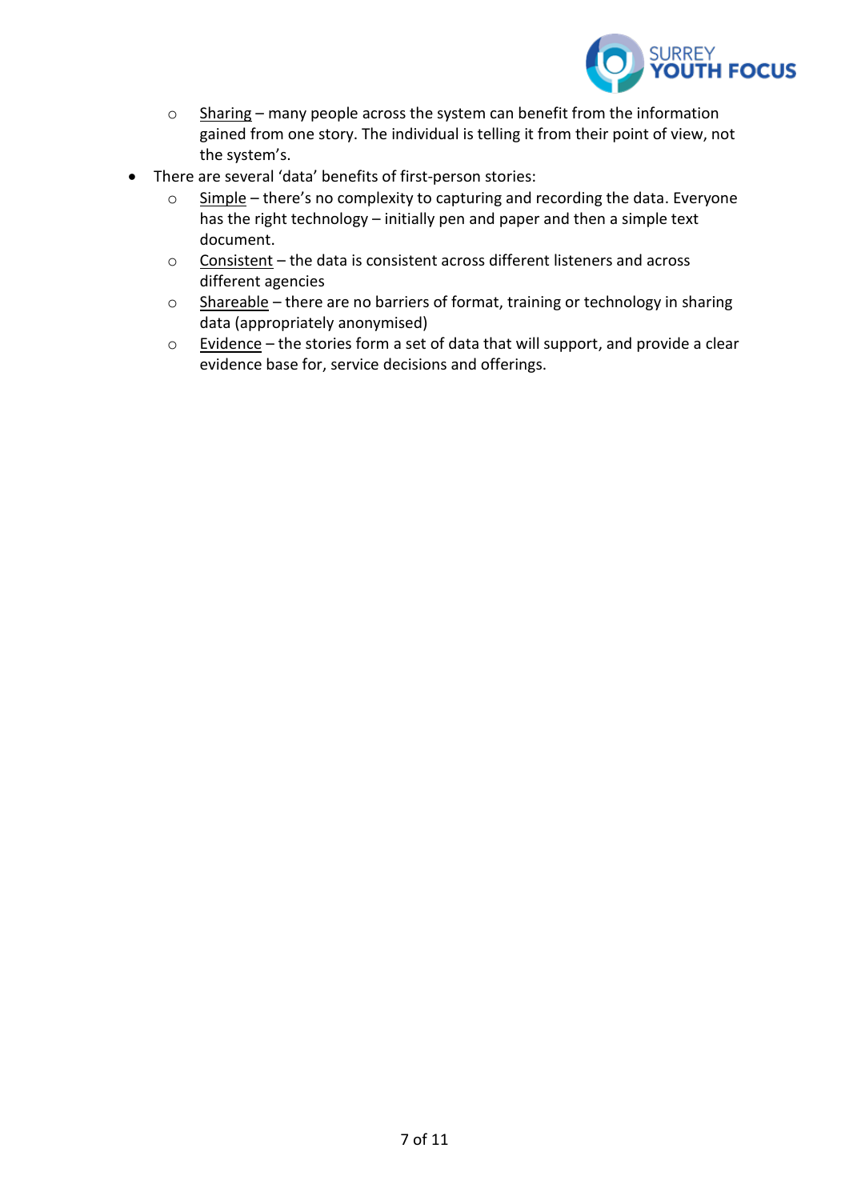- <u>Sharing</u> – many people across the system can benefit from the information gained from one story. The individual is telling it from their point of view, not the system's.
- There are several 'data' benefits of first-person stories:
    - <u>Simple</u> – there's no complexity to capturing and recording the data. Everyone has the right technology – initially pen and paper and then a simple text document.
    - <u>Consistent</u> – the data is consistent across different listeners and across different agencies
    - <u>Shareable</u> – there are no barriers of format, training or technology in sharing data (appropriately anonymised)
    - <u>Evidence</u> – the stories form a set of data that will support, and provide a clear evidence base for, service decisions and offerings.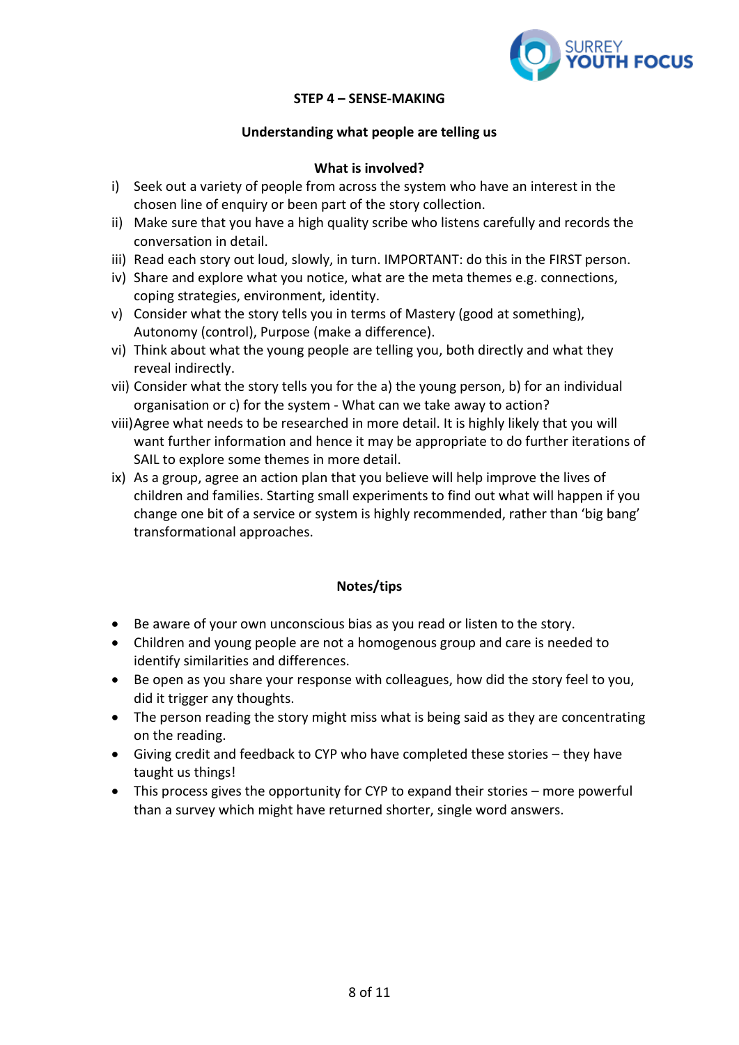## STEP 4 – SENSE-MAKING

### Understanding what people are telling us

#### What is involved?

i) Seek out a variety of people from across the system who have an interest in the chosen line of enquiry or been part of the story collection.
ii) Make sure that you have a high quality scribe who listens carefully and records the conversation in detail.
iii) Read each story out loud, slowly, in turn. IMPORTANT: do this in the FIRST person.
iv) Share and explore what you notice, what are the meta themes e.g. connections, coping strategies, environment, identity.
v) Consider what the story tells you in terms of Mastery (good at something), Autonomy (control), Purpose (make a difference).
vi) Think about what the young people are telling you, both directly and what they reveal indirectly.
vii) Consider what the story tells you for the a) the young person, b) for an individual organisation or c) for the system - What can we take away to action?
viii) Agree what needs to be researched in more detail. It is highly likely that you will want further information and hence it may be appropriate to do further iterations of SAIL to explore some themes in more detail.
ix) As a group, agree an action plan that you believe will help improve the lives of children and families. Starting small experiments to find out what will happen if you change one bit of a service or system is highly recommended, rather than 'big bang' transformational approaches.

#### Notes/tips

- Be aware of your own unconscious bias as you read or listen to the story.
- Children and young people are not a homogenous group and care is needed to identify similarities and differences.
- Be open as you share your response with colleagues, how did the story feel to you, did it trigger any thoughts.
- The person reading the story might miss what is being said as they are concentrating on the reading.
- Giving credit and feedback to CYP who have completed these stories – they have taught us things!
- This process gives the opportunity for CYP to expand their stories – more powerful than a survey which might have returned shorter, single word answers.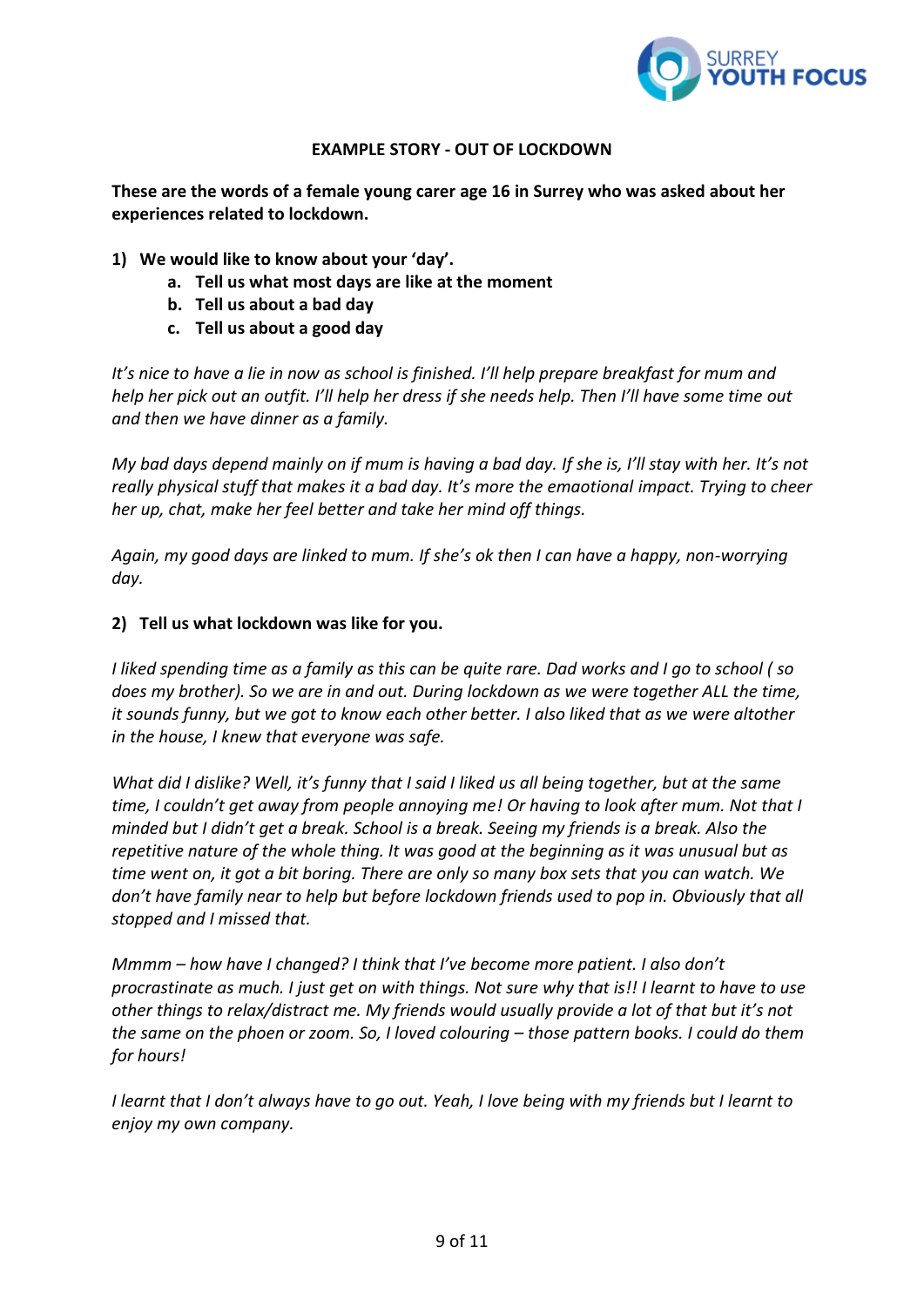**EXAMPLE STORY - OUT OF LOCKDOWN**

**These are the words of a female young carer age 16 in Surrey who was asked about her experiences related to lockdown.**

1) **We would like to know about your 'day'.**
    a. **Tell us what most days are like at the moment**
    b. **Tell us about a bad day**
    c. **Tell us about a good day**

*It's nice to have a lie in now as school is finished. I'll help prepare breakfast for mum and help her pick out an outfit. I'll help her dress if she needs help. Then I'll have some time out and then we have dinner as a family.*

*My bad days depend mainly on if mum is having a bad day. If she is, I'll stay with her. It's not really physical stuff that makes it a bad day. It's more the emaotional impact. Trying to cheer her up, chat, make her feel better and take her mind off things.*

*Again, my good days are linked to mum. If she's ok then I can have a happy, non-worrying day.*

2) **Tell us what lockdown was like for you.**

*I liked spending time as a family as this can be quite rare. Dad works and I go to school ( so does my brother). So we are in and out. During lockdown as we were together ALL the time, it sounds funny, but we got to know each other better. I also liked that as we were altother in the house, I knew that everyone was safe.*

*What did I dislike? Well, it's funny that I said I liked us all being together, but at the same time, I couldn't get away from people annoying me! Or having to look after mum. Not that I minded but I didn't get a break. School is a break. Seeing my friends is a break. Also the repetitive nature of the whole thing. It was good at the beginning as it was unusual but as time went on, it got a bit boring. There are only so many box sets that you can watch. We don't have family near to help but before lockdown friends used to pop in. Obviously that all stopped and I missed that.*

*Mmmm – how have I changed? I think that I've become more patient. I also don't procrastinate as much. I just get on with things. Not sure why that is!! I learnt to have to use other things to relax/distract me. My friends would usually provide a lot of that but it's not the same on the phoen or zoom. So, I loved colouring – those pattern books. I could do them for hours!*

*I learnt that I don't always have to go out. Yeah, I love being with my friends but I learnt to enjoy my own company.*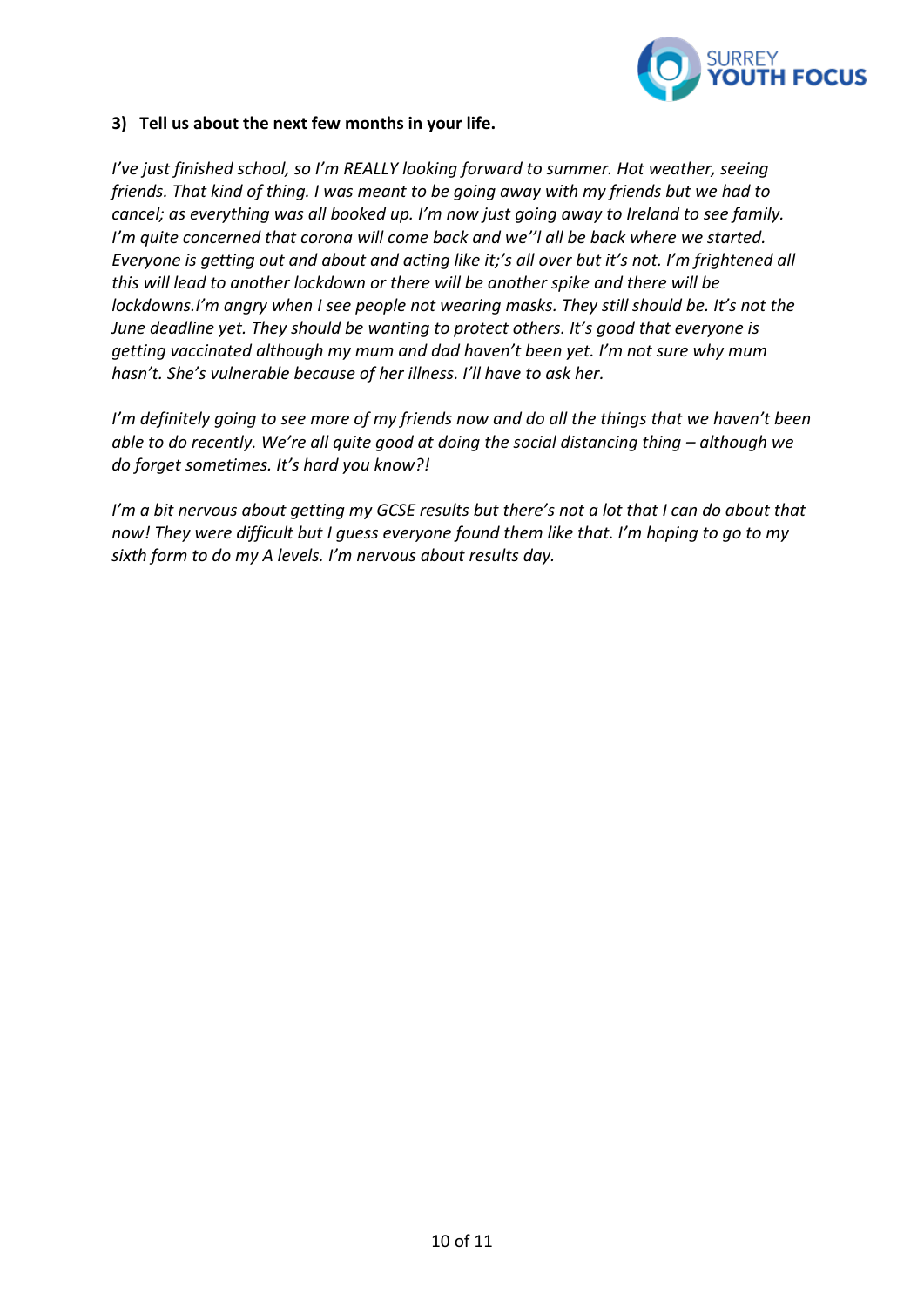**3) Tell us about the next few months in your life.**

*I've just finished school, so I'm REALLY looking forward to summer. Hot weather, seeing friends. That kind of thing. I was meant to be going away with my friends but we had to cancel; as everything was all booked up. I'm now just going away to Ireland to see family. I'm quite concerned that corona will come back and we''l all be back where we started. Everyone is getting out and about and acting like it;'s all over but it's not. I'm frightened all this will lead to another lockdown or there will be another spike and there will be lockdowns.I'm angry when I see people not wearing masks. They still should be. It's not the June deadline yet. They should be wanting to protect others. It's good that everyone is getting vaccinated although my mum and dad haven't been yet. I'm not sure why mum hasn't. She's vulnerable because of her illness. I'll have to ask her.*

*I'm definitely going to see more of my friends now and do all the things that we haven't been able to do recently. We're all quite good at doing the social distancing thing – although we do forget sometimes. It's hard you know?!*

*I'm a bit nervous about getting my GCSE results but there's not a lot that I can do about that now! They were difficult but I guess everyone found them like that. I'm hoping to go to my sixth form to do my A levels. I'm nervous about results day.*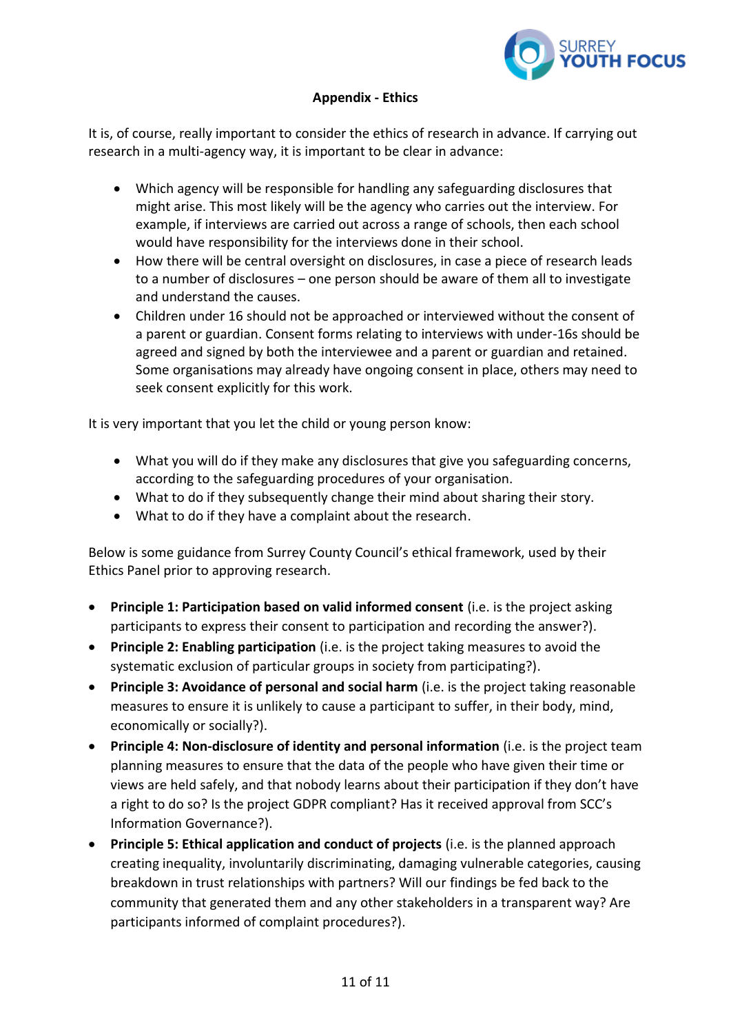## Appendix - Ethics

It is, of course, really important to consider the ethics of research in advance. If carrying out research in a multi-agency way, it is important to be clear in advance:

- Which agency will be responsible for handling any safeguarding disclosures that might arise. This most likely will be the agency who carries out the interview. For example, if interviews are carried out across a range of schools, then each school would have responsibility for the interviews done in their school.
- How there will be central oversight on disclosures, in case a piece of research leads to a number of disclosures – one person should be aware of them all to investigate and understand the causes.
- Children under 16 should not be approached or interviewed without the consent of a parent or guardian. Consent forms relating to interviews with under-16s should be agreed and signed by both the interviewee and a parent or guardian and retained. Some organisations may already have ongoing consent in place, others may need to seek consent explicitly for this work.

It is very important that you let the child or young person know:

- What you will do if they make any disclosures that give you safeguarding concerns, according to the safeguarding procedures of your organisation.
- What to do if they subsequently change their mind about sharing their story.
- What to do if they have a complaint about the research.

Below is some guidance from Surrey County Council's ethical framework, used by their Ethics Panel prior to approving research.

- **Principle 1: Participation based on valid informed consent** (i.e. is the project asking participants to express their consent to participation and recording the answer?).
- **Principle 2: Enabling participation** (i.e. is the project taking measures to avoid the systematic exclusion of particular groups in society from participating?).
- **Principle 3: Avoidance of personal and social harm** (i.e. is the project taking reasonable measures to ensure it is unlikely to cause a participant to suffer, in their body, mind, economically or socially?).
- **Principle 4: Non-disclosure of identity and personal information** (i.e. is the project team planning measures to ensure that the data of the people who have given their time or views are held safely, and that nobody learns about their participation if they don't have a right to do so? Is the project GDPR compliant? Has it received approval from SCC's Information Governance?).
- **Principle 5: Ethical application and conduct of projects** (i.e. is the planned approach creating inequality, involuntarily discriminating, damaging vulnerable categories, causing breakdown in trust relationships with partners? Will our findings be fed back to the community that generated them and any other stakeholders in a transparent way? Are participants informed of complaint procedures?).